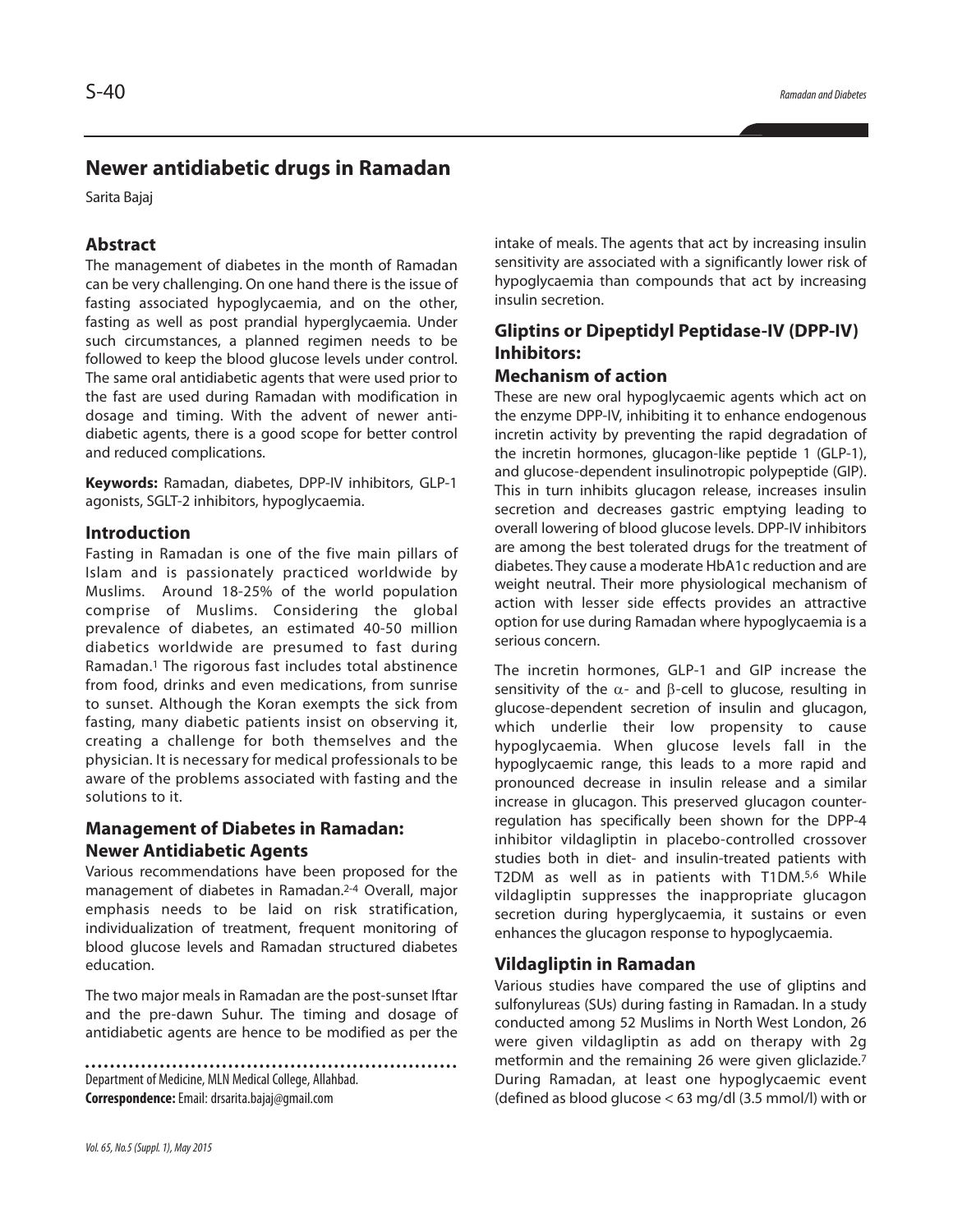# Newer antidiabetic drugs in Ramadan

Sarita Bajaj

## Abstract

The management of diabetes in the month of Ramadan can be very challenging. On one hand there is the issue of fasting associated hypoglycaemia, and on the other, fasting as well as post prandial hyperglycaemia. Under such circumstances, a planned regimen needs to be followed to keep the blood glucose levels under control. The same oral antidiabetic agents that were used prior to the fast are used during Ramadan with modification in dosage and timing. With the advent of newer anti-diabetic agents, there is a good scope for better control and reduced complications.

**Keywords:** Ramadan, diabetes, DPP-IV inhibitors, GLP-1 agonists, SGLT-2 inhibitors, hypoglycaemia.

## Introduction

Fasting in Ramadan is one of the five main pillars of Islam and is passionately practiced worldwide by Muslims. Around 18-25% of the world population comprise of Muslims. Considering the global prevalence of diabetes, an estimated 40-50 million diabetics worldwide are presumed to fast during Ramadan.[1] The rigorous fast includes total abstinence from food, drinks and even medications, from sunrise to sunset. Although the Koran exempts the sick from fasting, many diabetic patients insist on observing it, creating a challenge for both themselves and the physician. It is necessary for medical professionals to be aware of the problems associated with fasting and the solutions to it.

## Management of Diabetes in Ramadan: Newer Antidiabetic Agents

Various recommendations have been proposed for the management of diabetes in Ramadan.[2-4] Overall, major emphasis needs to be laid on risk stratification, individualization of treatment, frequent monitoring of blood glucose levels and Ramadan structured diabetes education.

The two major meals in Ramadan are the post-sunset Iftar and the pre-dawn Suhur. The timing and dosage of antidiabetic agents are hence to be modified as per the intake of meals. The agents that act by increasing insulin sensitivity are associated with a significantly lower risk of hypoglycaemia than compounds that act by increasing insulin secretion.

## Gliptins or Dipeptidyl Peptidase-IV (DPP-IV) Inhibitors:

### Mechanism of action

These are new oral hypoglycaemic agents which act on the enzyme DPP-IV, inhibiting it to enhance endogenous incretin activity by preventing the rapid degradation of the incretin hormones, glucagon-like peptide 1 (GLP-1), and glucose-dependent insulinotropic polypeptide (GIP). This in turn inhibits glucagon release, increases insulin secretion and decreases gastric emptying leading to overall lowering of blood glucose levels. DPP-IV inhibitors are among the best tolerated drugs for the treatment of diabetes. They cause a moderate HbA1c reduction and are weight neutral. Their more physiological mechanism of action with lesser side effects provides an attractive option for use during Ramadan where hypoglycaemia is a serious concern.

The incretin hormones, GLP-1 and GIP increase the sensitivity of the $\alpha$- and $\beta$-cell to glucose, resulting in glucose-dependent secretion of insulin and glucagon, which underlie their low propensity to cause hypoglycaemia. When glucose levels fall in the hypoglycaemic range, this leads to a more rapid and pronounced decrease in insulin release and a similar increase in glucagon. This preserved glucagon counter-regulation has specifically been shown for the DPP-4 inhibitor vildagliptin in placebo-controlled crossover studies both in diet- and insulin-treated patients with T2DM as well as in patients with T1DM.[5,6] While vildagliptin suppresses the inappropriate glucagon secretion during hyperglycaemia, it sustains or even enhances the glucagon response to hypoglycaemia.

## Vildagliptin in Ramadan

Various studies have compared the use of gliptins and sulfonylureas (SUs) during fasting in Ramadan. In a study conducted among 52 Muslims in North West London, 26 were given vildagliptin as add on therapy with 2g metformin and the remaining 26 were given gliclazide.[7] During Ramadan, at least one hypoglycaemic event (defined as blood glucose < 63 mg/dl (3.5 mmol/l) with or

Department of Medicine, MLN Medical College, Allahbad.
**Correspondence:** Email: drsarita.bajaj@gmail.com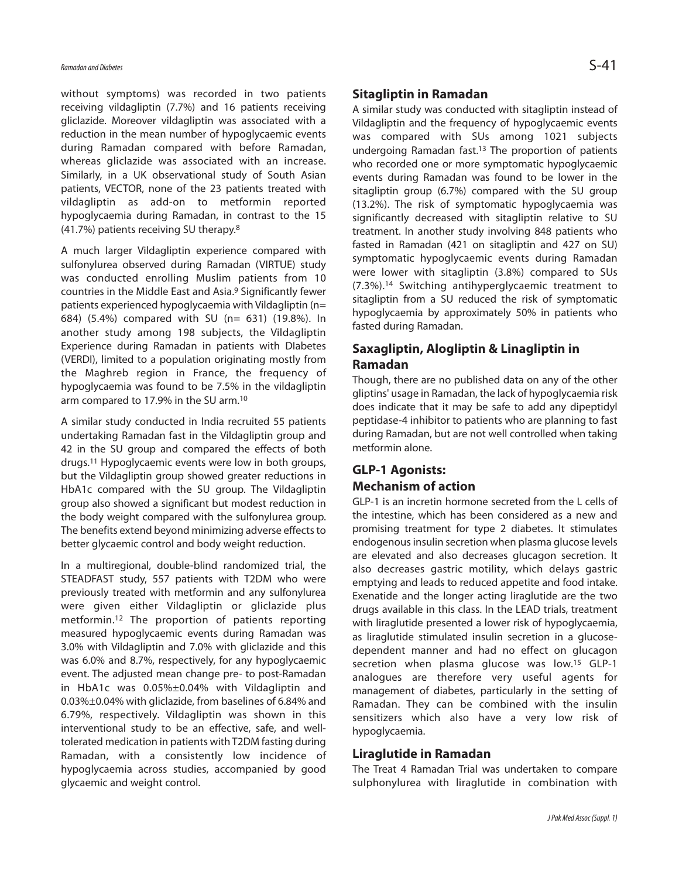without symptoms) was recorded in two patients receiving vildagliptin (7.7%) and 16 patients receiving gliclazide. Moreover vildagliptin was associated with a reduction in the mean number of hypoglycaemic events during Ramadan compared with before Ramadan, whereas gliclazide was associated with an increase. Similarly, in a UK observational study of South Asian patients, VECTOR, none of the 23 patients treated with vildagliptin as add-on to metformin reported hypoglycaemia during Ramadan, in contrast to the 15 (41.7%) patients receiving SU therapy.[8]

A much larger Vildagliptin experience compared with sulfonylurea observed during Ramadan (VIRTUE) study was conducted enrolling Muslim patients from 10 countries in the Middle East and Asia.[9] Significantly fewer patients experienced hypoglycaemia with Vildagliptin (n= 684) (5.4%) compared with SU (n= 631) (19.8%). In another study among 198 subjects, the Vildagliptin Experience during Ramadan in patients with DIabetes (VERDI), limited to a population originating mostly from the Maghreb region in France, the frequency of hypoglycaemia was found to be 7.5% in the vildagliptin arm compared to 17.9% in the SU arm.[10]

A similar study conducted in India recruited 55 patients undertaking Ramadan fast in the Vildagliptin group and 42 in the SU group and compared the effects of both drugs.[11] Hypoglycaemic events were low in both groups, but the Vildagliptin group showed greater reductions in HbA1c compared with the SU group. The Vildagliptin group also showed a significant but modest reduction in the body weight compared with the sulfonylurea group. The benefits extend beyond minimizing adverse effects to better glycaemic control and body weight reduction.

In a multiregional, double-blind randomized trial, the STEADFAST study, 557 patients with T2DM who were previously treated with metformin and any sulfonylurea were given either Vildagliptin or gliclazide plus metformin.[12] The proportion of patients reporting measured hypoglycaemic events during Ramadan was 3.0% with Vildagliptin and 7.0% with gliclazide and this was 6.0% and 8.7%, respectively, for any hypoglycaemic event. The adjusted mean change pre- to post-Ramadan in HbA1c was 0.05%±0.04% with Vildagliptin and 0.03%±0.04% with gliclazide, from baselines of 6.84% and 6.79%, respectively. Vildagliptin was shown in this interventional study to be an effective, safe, and well-tolerated medication in patients with T2DM fasting during Ramadan, with a consistently low incidence of hypoglycaemia across studies, accompanied by good glycaemic and weight control.

## Sitagliptin in Ramadan

A similar study was conducted with sitagliptin instead of Vildagliptin and the frequency of hypoglycaemic events was compared with SUs among 1021 subjects undergoing Ramadan fast.[13] The proportion of patients who recorded one or more symptomatic hypoglycaemic events during Ramadan was found to be lower in the sitagliptin group (6.7%) compared with the SU group (13.2%). The risk of symptomatic hypoglycaemia was significantly decreased with sitagliptin relative to SU treatment. In another study involving 848 patients who fasted in Ramadan (421 on sitagliptin and 427 on SU) symptomatic hypoglycaemic events during Ramadan were lower with sitagliptin (3.8%) compared to SUs (7.3%).[14] Switching antihyperglycaemic treatment to sitagliptin from a SU reduced the risk of symptomatic hypoglycaemia by approximately 50% in patients who fasted during Ramadan.

## Saxagliptin, Alogliptin & Linagliptin in Ramadan

Though, there are no published data on any of the other gliptins' usage in Ramadan, the lack of hypoglycaemia risk does indicate that it may be safe to add any dipeptidyl peptidase-4 inhibitor to patients who are planning to fast during Ramadan, but are not well controlled when taking metformin alone.

## GLP-1 Agonists:

## Mechanism of action

GLP-1 is an incretin hormone secreted from the L cells of the intestine, which has been considered as a new and promising treatment for type 2 diabetes. It stimulates endogenous insulin secretion when plasma glucose levels are elevated and also decreases glucagon secretion. It also decreases gastric motility, which delays gastric emptying and leads to reduced appetite and food intake. Exenatide and the longer acting liraglutide are the two drugs available in this class. In the LEAD trials, treatment with liraglutide presented a lower risk of hypoglycaemia, as liraglutide stimulated insulin secretion in a glucose-dependent manner and had no effect on glucagon secretion when plasma glucose was low.[15] GLP-1 analogues are therefore very useful agents for management of diabetes, particularly in the setting of Ramadan. They can be combined with the insulin sensitizers which also have a very low risk of hypoglycaemia.

## Liraglutide in Ramadan

The Treat 4 Ramadan Trial was undertaken to compare sulphonylurea with liraglutide in combination with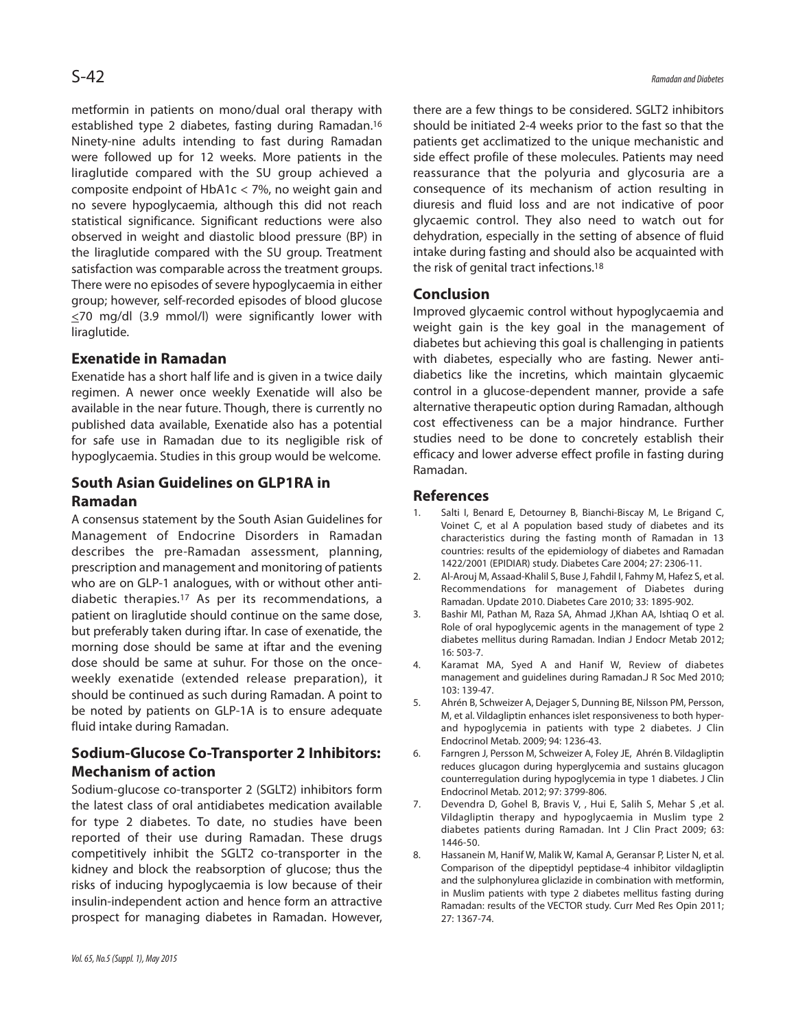metformin in patients on mono/dual oral therapy with established type 2 diabetes, fasting during Ramadan.[16] Ninety-nine adults intending to fast during Ramadan were followed up for 12 weeks. More patients in the liraglutide compared with the SU group achieved a composite endpoint of HbA1c < 7%, no weight gain and no severe hypoglycaemia, although this did not reach statistical significance. Significant reductions were also observed in weight and diastolic blood pressure (BP) in the liraglutide compared with the SU group. Treatment satisfaction was comparable across the treatment groups. There were no episodes of severe hypoglycaemia in either group; however, self-recorded episodes of blood glucose $\leq$70 mg/dl (3.9 mmol/l) were significantly lower with liraglutide.

## Exenatide in Ramadan

Exenatide has a short half life and is given in a twice daily regimen. A newer once weekly Exenatide will also be available in the near future. Though, there is currently no published data available, Exenatide also has a potential for safe use in Ramadan due to its negligible risk of hypoglycaemia. Studies in this group would be welcome.

## South Asian Guidelines on GLP1RA in Ramadan

A consensus statement by the South Asian Guidelines for Management of Endocrine Disorders in Ramadan describes the pre-Ramadan assessment, planning, prescription and management and monitoring of patients who are on GLP-1 analogues, with or without other anti-diabetic therapies.[17] As per its recommendations, a patient on liraglutide should continue on the same dose, but preferably taken during iftar. In case of exenatide, the morning dose should be same at iftar and the evening dose should be same at suhur. For those on the once-weekly exenatide (extended release preparation), it should be continued as such during Ramadan. A point to be noted by patients on GLP-1A is to ensure adequate fluid intake during Ramadan.

## Sodium-Glucose Co-Transporter 2 Inhibitors: Mechanism of action

Sodium-glucose co-transporter 2 (SGLT2) inhibitors form the latest class of oral antidiabetes medication available for type 2 diabetes. To date, no studies have been reported of their use during Ramadan. These drugs competitively inhibit the SGLT2 co-transporter in the kidney and block the reabsorption of glucose; thus the risks of inducing hypoglycaemia is low because of their insulin-independent action and hence form an attractive prospect for managing diabetes in Ramadan. However, there are a few things to be considered. SGLT2 inhibitors should be initiated 2-4 weeks prior to the fast so that the patients get acclimatized to the unique mechanistic and side effect profile of these molecules. Patients may need reassurance that the polyuria and glycosuria are a consequence of its mechanism of action resulting in diuresis and fluid loss and are not indicative of poor glycaemic control. They also need to watch out for dehydration, especially in the setting of absence of fluid intake during fasting and should also be acquainted with the risk of genital tract infections.[18]

## Conclusion

Improved glycaemic control without hypoglycaemia and weight gain is the key goal in the management of diabetes but achieving this goal is challenging in patients with diabetes, especially who are fasting. Newer anti-diabetics like the incretins, which maintain glycaemic control in a glucose-dependent manner, provide a safe alternative therapeutic option during Ramadan, although cost effectiveness can be a major hindrance. Further studies need to be done to concretely establish their efficacy and lower adverse effect profile in fasting during Ramadan.

## References

1. Salti I, Benard E, Detourney B, Bianchi-Biscay M, Le Brigand C, Voinet C, et al A population based study of diabetes and its characteristics during the fasting month of Ramadan in 13 countries: results of the epidemiology of diabetes and Ramadan 1422/2001 (EPIDIAR) study. Diabetes Care 2004; 27: 2306-11.
2. Al-Arouj M, Assaad-Khalil S, Buse J, Fahdil I, Fahmy M, Hafez S, et al. Recommendations for management of Diabetes during Ramadan. Update 2010. Diabetes Care 2010; 33: 1895-902.
3. Bashir MI, Pathan M, Raza SA, Ahmad J,Khan AA, Ishtiaq O et al. Role of oral hypoglycemic agents in the management of type 2 diabetes mellitus during Ramadan. Indian J Endocr Metab 2012; 16: 503-7.
4. Karamat MA, Syed A and Hanif W, Review of diabetes management and guidelines during Ramadan.J R Soc Med 2010; 103: 139-47.
5. Ahrén B, Schweizer A, Dejager S, Dunning BE, Nilsson PM, Persson, M, et al. Vildagliptin enhances islet responsiveness to both hyper- and hypoglycemia in patients with type 2 diabetes. J Clin Endocrinol Metab. 2009; 94: 1236-43.
6. Farngren J, Persson M, Schweizer A, Foley JE, Ahrén B. Vildagliptin reduces glucagon during hyperglycemia and sustains glucagon counterregulation during hypoglycemia in type 1 diabetes. J Clin Endocrinol Metab. 2012; 97: 3799-806.
7. Devendra D, Gohel B, Bravis V, , Hui E, Salih S, Mehar S ,et al. Vildagliptin therapy and hypoglycaemia in Muslim type 2 diabetes patients during Ramadan. Int J Clin Pract 2009; 63: 1446-50.
8. Hassanein M, Hanif W, Malik W, Kamal A, Geransar P, Lister N, et al. Comparison of the dipeptidyl peptidase-4 inhibitor vildagliptin and the sulphonylurea gliclazide in combination with metformin, in Muslim patients with type 2 diabetes mellitus fasting during Ramadan: results of the VECTOR study. Curr Med Res Opin 2011; 27: 1367-74.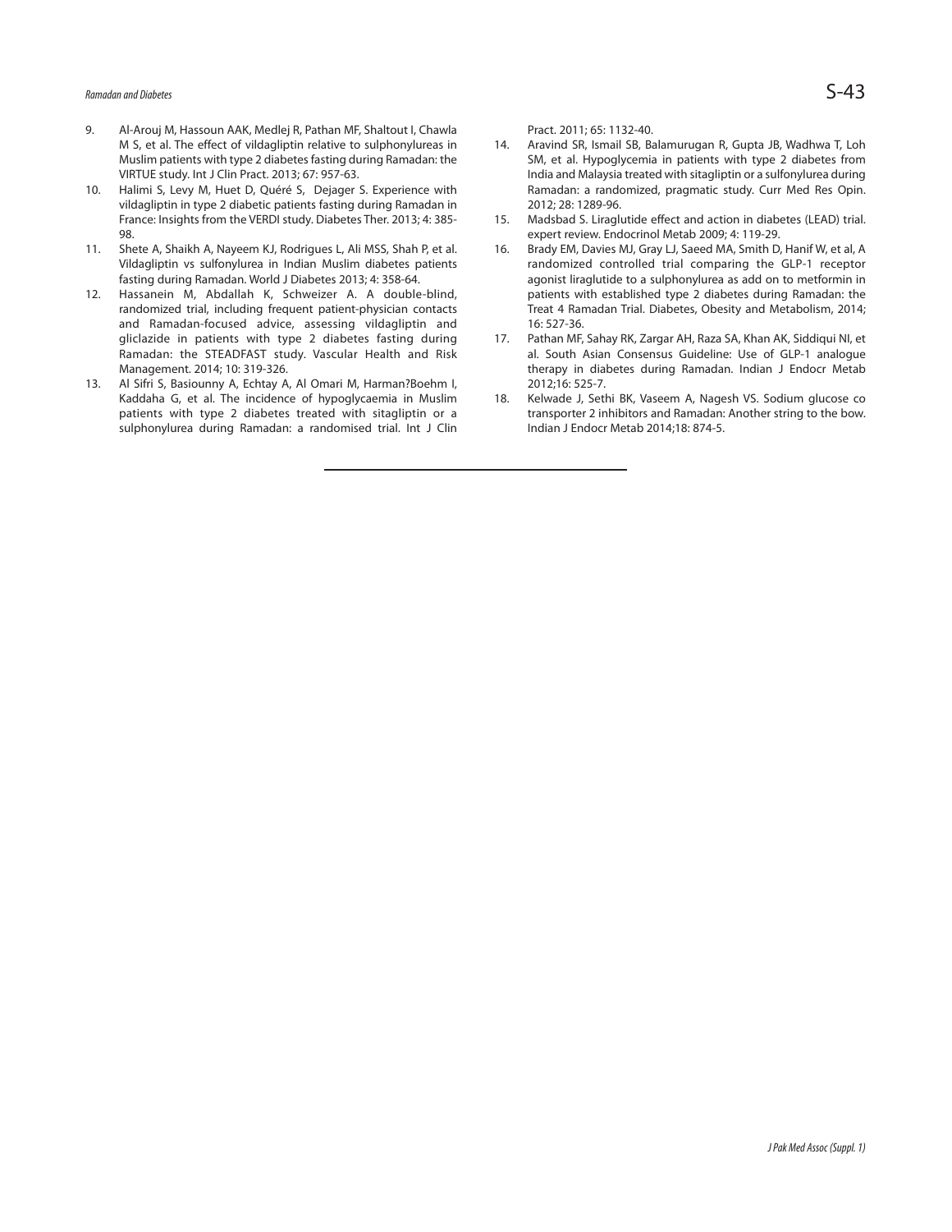9. Al-Arouj M, Hassoun AAK, Medlej R, Pathan MF, Shaltout I, Chawla M S, et al. The effect of vildagliptin relative to sulphonylureas in Muslim patients with type 2 diabetes fasting during Ramadan: the VIRTUE study. Int J Clin Pract. 2013; 67: 957-63.
10. Halimi S, Levy M, Huet D, Quéré S, Dejager S. Experience with vildagliptin in type 2 diabetic patients fasting during Ramadan in France: Insights from the VERDI study. Diabetes Ther. 2013; 4: 385-98.
11. Shete A, Shaikh A, Nayeem KJ, Rodrigues L, Ali MSS, Shah P, et al. Vildagliptin vs sulfonylurea in Indian Muslim diabetes patients fasting during Ramadan. World J Diabetes 2013; 4: 358-64.
12. Hassanein M, Abdallah K, Schweizer A. A double-blind, randomized trial, including frequent patient-physician contacts and Ramadan-focused advice, assessing vildagliptin and gliclazide in patients with type 2 diabetes fasting during Ramadan: the STEADFAST study. Vascular Health and Risk Management. 2014; 10: 319-326.
13. Al Sifri S, Basiounny A, Echtay A, Al Omari M, Harman?Boehm I, Kaddaha G, et al. The incidence of hypoglycaemia in Muslim patients with type 2 diabetes treated with sitagliptin or a sulphonylurea during Ramadan: a randomised trial. Int J Clin Pract. 2011; 65: 1132-40.
14. Aravind SR, Ismail SB, Balamurugan R, Gupta JB, Wadhwa T, Loh SM, et al. Hypoglycemia in patients with type 2 diabetes from India and Malaysia treated with sitagliptin or a sulfonylurea during Ramadan: a randomized, pragmatic study. Curr Med Res Opin. 2012; 28: 1289-96.
15. Madsbad S. Liraglutide effect and action in diabetes (LEAD) trial. expert review. Endocrinol Metab 2009; 4: 119-29.
16. Brady EM, Davies MJ, Gray LJ, Saeed MA, Smith D, Hanif W, et al, A randomized controlled trial comparing the GLP-1 receptor agonist liraglutide to a sulphonylurea as add on to metformin in patients with established type 2 diabetes during Ramadan: the Treat 4 Ramadan Trial. Diabetes, Obesity and Metabolism, 2014; 16: 527-36.
17. Pathan MF, Sahay RK, Zargar AH, Raza SA, Khan AK, Siddiqui NI, et al. South Asian Consensus Guideline: Use of GLP-1 analogue therapy in diabetes during Ramadan. Indian J Endocr Metab 2012;16: 525-7.
18. Kelwade J, Sethi BK, Vaseem A, Nagesh VS. Sodium glucose co transporter 2 inhibitors and Ramadan: Another string to the bow. Indian J Endocr Metab 2014;18: 874-5.